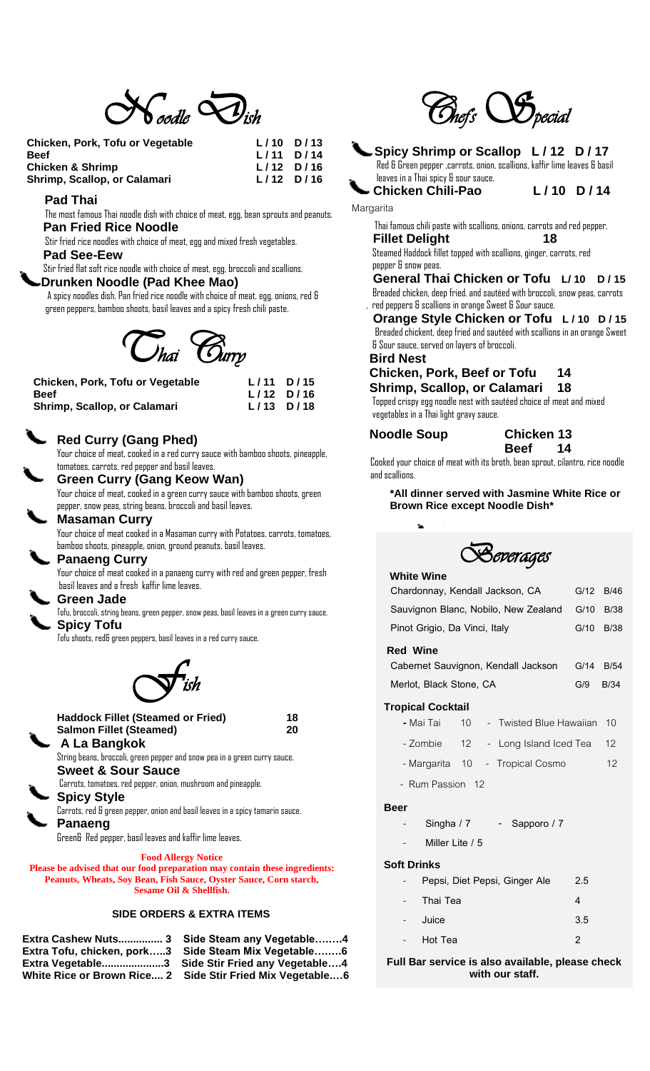# Noodle Dish

| | | |
|---|---|---|
| **Chicken, Pork, Tofu or Vegetable** | **L / 10** | **D / 13** |
| **Beef** | **L / 11** | **D / 14** |
| **Chicken & Shrimp** | **L / 12** | **D / 16** |
| **Shrimp, Scallop, or Calamari** | **L / 12** | **D / 16** |

### Pad Thai
The most famous Thai noodle dish with choice of meat, egg, bean sprouts and peanuts.

### Pan Fried Rice Noodle
Stir fried rice noodles with choice of meat, egg and mixed fresh vegetables.

### Pad See-Eew
Stir fried flat soft rice noodle with choice of meat, egg, broccoli and scallions.

### Drunken Noodle (Pad Khee Mao)
A spicy noodles dish. Pan fried rice noodle with choice of meat, egg, onions, red & green peppers, bamboo shoots, basil leaves and a spicy fresh chili paste.

# Thai Curry

| | | |
|---|---|---|
| **Chicken, Pork, Tofu or Vegetable** | **L / 11** | **D / 15** |
| **Beef** | **L / 12** | **D / 16** |
| **Shrimp, Scallop, or Calamari** | **L / 13** | **D / 18** |

### Red Curry (Gang Phed)
Your choice of meat, cooked in a red curry sauce with bamboo shoots, pineapple, tomatoes, carrots, red pepper and basil leaves.

### Green Curry (Gang Keow Wan)
Your choice of meat, cooked in a green curry sauce with bamboo shoots, green pepper, snow peas, string beans, broccoli and basil leaves.

### Masaman Curry
Your choice of meat cooked in a Masaman curry with Potatoes, carrots, tomatoes, bamboo shoots, pineapple, onion, ground peanuts, basil leaves.

### Panaeng Curry
Your choice of meat cooked in a panaeng curry with red and green pepper, fresh basil leaves and a fresh kaffir lime leaves.

### Green Jade
Tofu, broccoli, string beans, green pepper, snow peas, basil leaves in a green curry sauce.

### Spicy Tofu
Tofu shoots, red& green peppers, basil leaves in a red curry sauce.

# Fish

| | |
|---|---|
| **Haddock Fillet (Steamed or Fried)** | **18** |
| **Salmon Fillet (Steamed)** | **20** |

### A La Bangkok
String beans, broccoli, green pepper and snow pea in a green curry sauce.

### Sweet & Sour Sauce
Carrots, tomatoes, red pepper, onion, mushroom and pineapple.

### Spicy Style
Carrots, red & green pepper, onion and basil leaves in a spicy tamarin sauce.

### Panaeng
Green& Red pepper, basil leaves and kaffir lime leaves.

**Food Allergy Notice**

**Please be advised that our food preparation may contain these ingredients: Peanuts, Wheats, Soy Bean, Fish Sauce, Oyster Sauce, Corn starch, Sesame Oil & Shellfish.**

## SIDE ORDERS & EXTRA ITEMS

| | |
|---|---|
| **Extra Cashew Nuts............... 3** | **Side Steam any Vegetable……..4** |
| **Extra Tofu, chicken, pork…..3** | **Side Steam Mix Vegetable……..6** |
| **Extra Vegetable....................3** | **Side Stir Fried any Vegetable….4** |
| **White Rice or Brown Rice.... 2** | **Side Stir Fried Mix Vegetable….6** |

# Chef's Special

### Spicy Shrimp or Scallop L / 12 D / 17
Red & Green pepper ,carrots, onion, scallions, kaffir lime leaves & basil leaves in a Thai spicy & sour sauce.

### Chicken Chili-Pao L / 10 D / 14
Margarita

Thai famous chili paste with scallions, onions, carrots and red pepper.

### Fillet Delight 18
Steamed Haddock fillet topped with scallions, ginger, carrots, red pepper & snow peas.

### General Thai Chicken or Tofu L/ 10 D / 15
Breaded chicken, deep fried. and sautéed with broccoli, snow peas, carrots , red peppers & scallions in orange Sweet & Sour sauce.

### Orange Style Chicken or Tofu L / 10 D / 15
Breaded chickent, deep fried and sautéed with scallions in an orange Sweet & Sour sauce, served on layers of broccoli.

### Bird Nest

| | |
|---|---|
| **Chicken, Pork, Beef or Tofu** | **14** |
| **Shrimp, Scallop, or Calamari** | **18** |

Topped crispy egg noodle nest with sautéed choice of meat and mixed vegetables in a Thai light gravy sauce.

### Noodle Soup

| | |
|---|---|
| **Chicken** | **13** |
| **Beef** | **14** |

Cooked your choice of meat with its broth, bean sprout, cilantro, rice noodle and scallions.

**\*All dinner served with Jasmine White Rice or Brown Rice except Noodle Dish\***

# Beverages

### White Wine

| | | |
|---|---|---|
| Chardonnay, Kendall Jackson, CA | G/12 | B/46 |
| Sauvignon Blanc, Nobilo, New Zealand | G/10 | B/38 |
| Pinot Grigio, Da Vinci, Italy | G/10 | B/38 |

### Red Wine

| | | |
|---|---|---|
| Cabernet Sauvignon, Kendall Jackson | G/14 | B/54 |
| Merlot, Black Stone, CA | G/9 | B/34 |

### Tropical Cocktail

- Mai Tai 10
- Zombie 12
- Margarita 10
- Rum Passion 12
- Twisted Blue Hawaiian 10
- Long Island Iced Tea 12
- Tropical Cosmo 12

### Beer

- Singha / 7
- Sapporo / 7
- Miller Lite / 5

### Soft Drinks

| | |
|---|---|
| Pepsi, Diet Pepsi, Ginger Ale | 2.5 |
| Thai Tea | 4 |
| Juice | 3.5 |
| Hot Tea | 2 |

**Full Bar service is also available, please check with our staff.**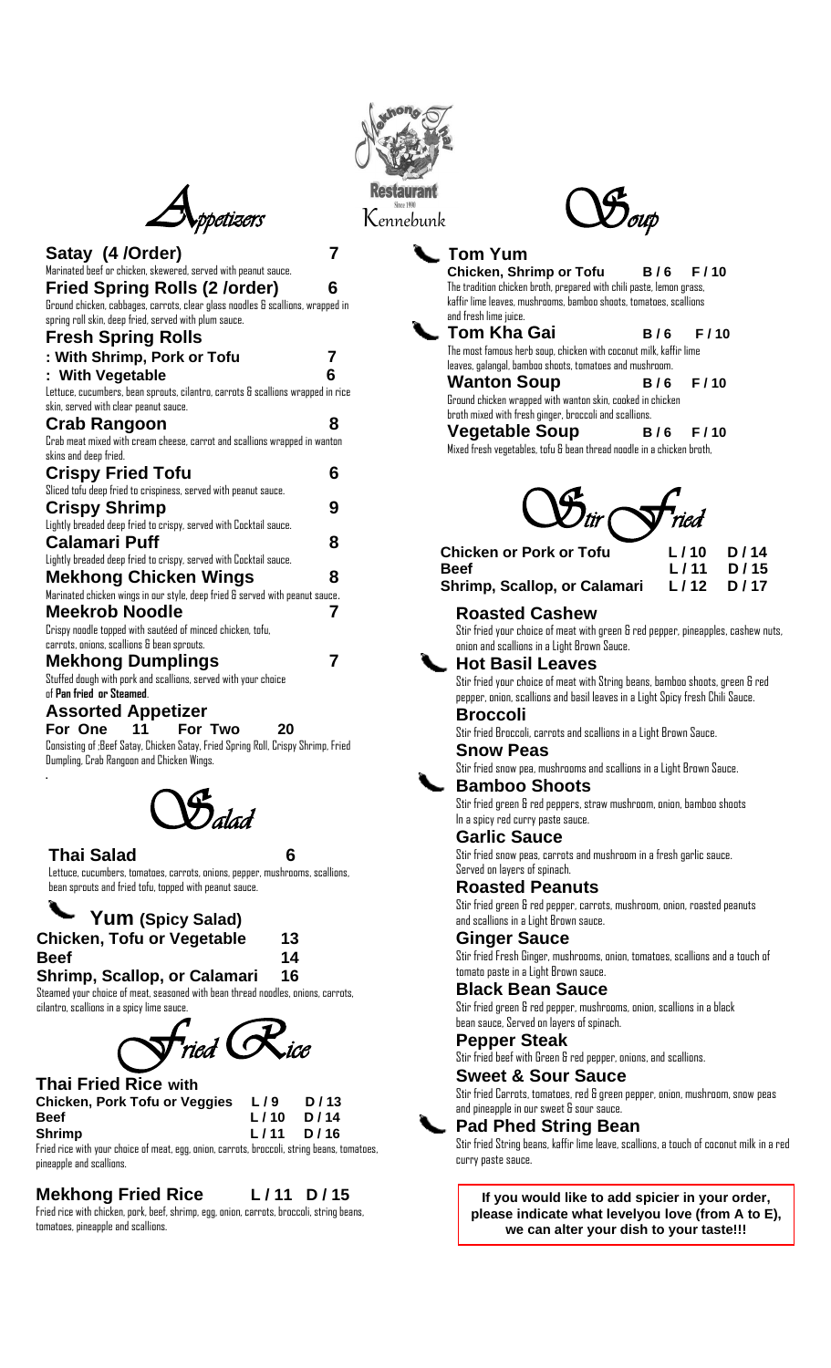Restaurant

Since 1998

Kennebunk

## Appetizers

**Satay (4 /Order)** 7
Marinated beef or chicken, skewered, served with peanut sauce.

**Fried Spring Rolls (2 /order)** 6
Ground chicken, cabbages, carrots, clear glass noodles & scallions, wrapped in spring roll skin, deep fried, served with plum sauce.

**Fresh Spring Rolls**
**: With Shrimp, Pork or Tofu** 7
**: With Vegetable** 6
Lettuce, cucumbers, bean sprouts, cilantro, carrots & scallions wrapped in rice skin, served with clear peanut sauce.

**Crab Rangoon** 8
Crab meat mixed with cream cheese, carrot and scallions wrapped in wanton skins and deep fried.

**Crispy Fried Tofu** 6
Sliced tofu deep fried to crispiness, served with peanut sauce.

**Crispy Shrimp** 9
Lightly breaded deep fried to crispy, served with Cocktail sauce.

**Calamari Puff** 8
Lightly breaded deep fried to crispy, served with Cocktail sauce.

**Mekhong Chicken Wings** 8
Marinated chicken wings in our style, deep fried & served with peanut sauce.

**Meekrob Noodle** 7
Crispy noodle topped with sautéed of minced chicken, tofu, carrots, onions, scallions & bean sprouts.

**Mekhong Dumplings** 7
Stuffed dough with pork and scallions, served with your choice of **Pan fried or Steamed**.

**Assorted Appetizer**
**For One 11 For Two 20**
Consisting of ;Beef Satay, Chicken Satay, Fried Spring Roll, Crispy Shrimp, Fried Dumpling, Crab Rangoon and Chicken Wings.

## Salad

**Thai Salad** 6
Lettuce, cucumbers, tomatoes, carrots, onions, pepper, mushrooms, scallions, bean sprouts and fried tofu, topped with peanut sauce.

**Yum (Spicy Salad)**
**Chicken, Tofu or Vegetable** 13
**Beef** 14
**Shrimp, Scallop, or Calamari** 16
Steamed your choice of meat, seasoned with bean thread noodles, onions, carrots, cilantro, scallions in a spicy lime sauce.

## Fried Rice

**Thai Fried Rice with**

| | | |
|---|---|---|
| **Chicken, Pork Tofu or Veggies** | **L / 9** | **D / 13** |
| **Beef** | **L / 10** | **D / 14** |
| **Shrimp** | **L / 11** | **D / 16** |

Fried rice with your choice of meat, egg, onion, carrots, broccoli, string beans, tomatoes, pineapple and scallions.

**Mekhong Fried Rice L / 11 D / 15**
Fried rice with chicken, pork, beef, shrimp, egg, onion, carrots, broccoli, string beans, tomatoes, pineapple and scallions.

## Soup

**Tom Yum**
**Chicken, Shrimp or Tofu B / 6 F / 10**
The tradition chicken broth, prepared with chili paste, lemon grass, kaffir lime leaves, mushrooms, bamboo shoots, tomatoes, scallions and fresh lime juice.

**Tom Kha Gai B / 6 F / 10**
The most famous herb soup, chicken with coconut milk, kaffir lime leaves, galangal, bamboo shoots, tomatoes and mushroom.

**Wanton Soup B / 6 F / 10**
Ground chicken wrapped with wanton skin, cooked in chicken broth mixed with fresh ginger, broccoli and scallions.

**Vegetable Soup B / 6 F / 10**
Mixed fresh vegetables, tofu & bean thread noodle in a chicken broth.

## Stir Fried

| | | |
|---|---|---|
| **Chicken or Pork or Tofu** | **L / 10** | **D / 14** |
| **Beef** | **L / 11** | **D / 15** |
| **Shrimp, Scallop, or Calamari** | **L / 12** | **D / 17** |

**Roasted Cashew**
Stir fried your choice of meat with green & red pepper, pineapples, cashew nuts, onion and scallions in a Light Brown Sauce.

**Hot Basil Leaves**
Stir fried your choice of meat with String beans, bamboo shoots, green & red pepper, onion, scallions and basil leaves in a Light Spicy fresh Chili Sauce.

**Broccoli**
Stir fried Broccoli, carrots and scallions in a Light Brown Sauce.

**Snow Peas**
Stir fried snow pea, mushrooms and scallions in a Light Brown Sauce.

**Bamboo Shoots**
Stir fried green & red peppers, straw mushroom, onion, bamboo shoots In a spicy red curry paste sauce.

**Garlic Sauce**
Stir fried snow peas, carrots and mushroom in a fresh garlic sauce. Served on layers of spinach.

**Roasted Peanuts**
Stir fried green & red pepper, carrots, mushroom, onion, roasted peanuts and scallions in a Light Brown sauce.

**Ginger Sauce**
Stir fried Fresh Ginger, mushrooms, onion, tomatoes, scallions and a touch of tomato paste in a Light Brown sauce.

**Black Bean Sauce**
Stir fried green & red pepper, mushrooms, onion, scallions in a black bean sauce, Served on layers of spinach.

**Pepper Steak**
Stir fried beef with Green & red pepper, onions, and scallions.

**Sweet & Sour Sauce**
Stir fried Carrots, tomatoes, red & green pepper, onion, mushroom, snow peas and pineapple in our sweet & sour sauce.

**Pad Phed String Bean**
Stir fried String beans, kaffir lime leave, scallions, a touch of coconut milk in a red curry paste sauce.

**If you would like to add spicier in your order, please indicate what levelyou love (from A to E), we can alter your dish to your taste!!!**